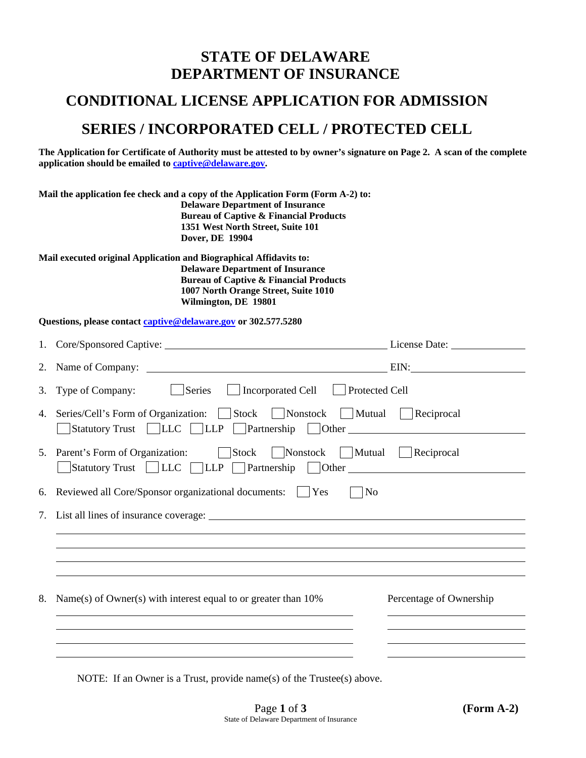# STATE OF DELAWARE
# DEPARTMENT OF INSURANCE

## CONDITIONAL LICENSE APPLICATION FOR ADMISSION

## SERIES / INCORPORATED CELL / PROTECTED CELL

**The Application for Certificate of Authority must be attested to by owner's signature on Page 2. A scan of the complete application should be emailed to captive@delaware.gov.**

**Mail the application fee check and a copy of the Application Form (Form A-2) to:**
**Delaware Department of Insurance**
**Bureau of Captive & Financial Products**
**1351 West North Street, Suite 101**
**Dover, DE 19904**

**Mail executed original Application and Biographical Affidavits to:**
**Delaware Department of Insurance**
**Bureau of Captive & Financial Products**
**1007 North Orange Street, Suite 1010**
**Wilmington, DE 19801**

**Questions, please contact captive@delaware.gov or 302.577.5280**

1. Core/Sponsored Captive: ______________________ License Date: __________

2. Name of Company: ______________________ EIN: __________

3. Type of Company: ☐ Series ☐ Incorporated Cell ☐ Protected Cell

4. Series/Cell's Form of Organization: ☐ Stock ☐ Nonstock ☐ Mutual ☐ Reciprocal ☐ Statutory Trust ☐ LLC ☐ LLP ☐ Partnership ☐ Other __________

5. Parent's Form of Organization: ☐ Stock ☐ Nonstock ☐ Mutual ☐ Reciprocal ☐ Statutory Trust ☐ LLC ☐ LLP ☐ Partnership ☐ Other __________

6. Reviewed all Core/Sponsor organizational documents: ☐ Yes ☐ No

7. List all lines of insurance coverage: ______________________

8. Name(s) of Owner(s) with interest equal to or greater than 10% — Percentage of Ownership

| Name(s) of Owner(s) with interest equal to or greater than 10% | Percentage of Ownership |
|---|---|
| | |
| | |
| | |
| | |

NOTE: If an Owner is a Trust, provide name(s) of the Trustee(s) above.

**(Form A-2)**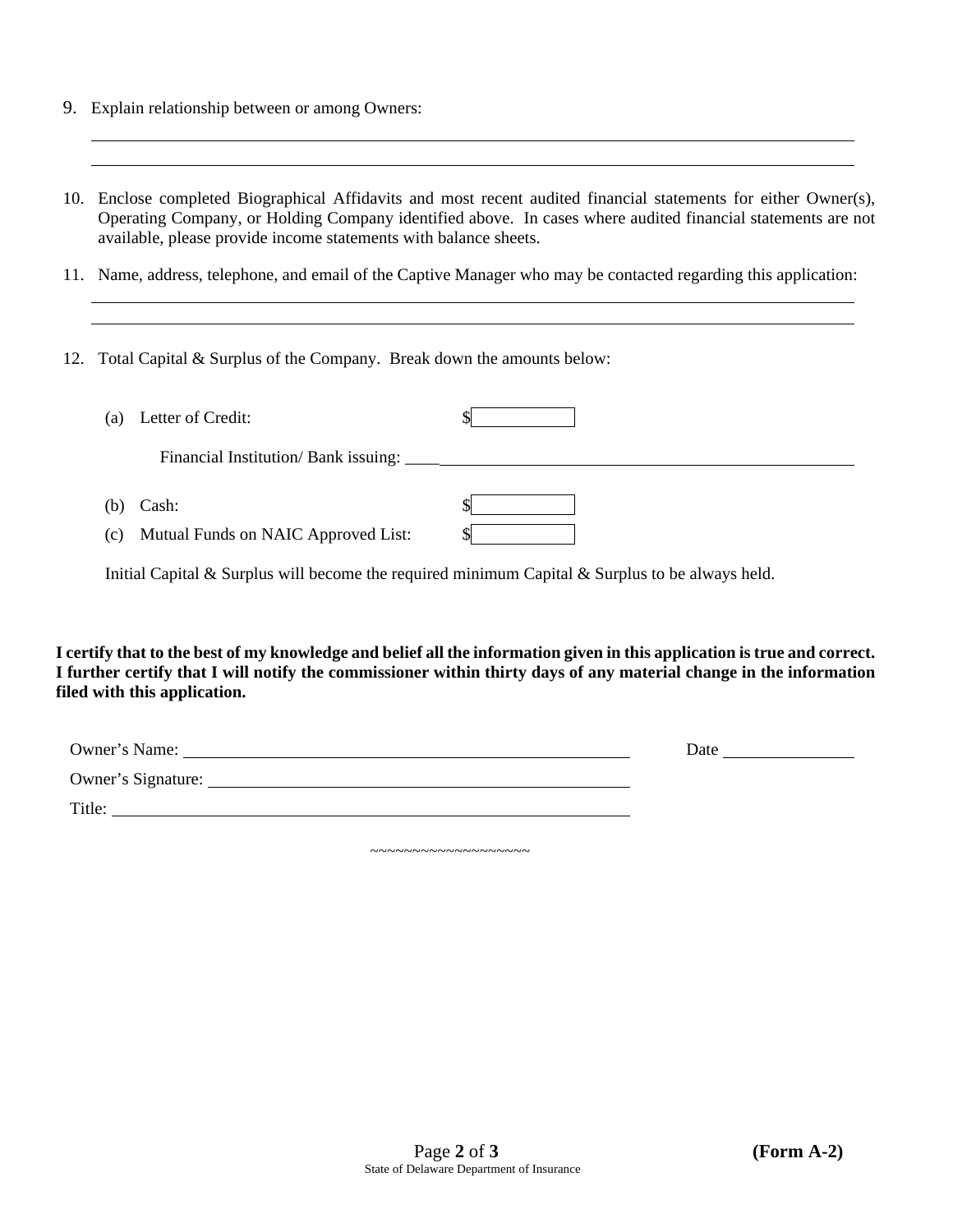9. Explain relationship between or among Owners:

\_\_\_\_\_\_\_\_\_\_\_\_\_\_\_\_\_\_\_\_\_\_\_\_\_\_\_\_\_\_\_\_\_\_\_\_\_\_\_\_\_\_\_\_\_\_\_\_\_\_\_\_\_\_\_\_\_\_\_\_\_\_\_\_\_\_\_\_\_\_\_\_\_\_\_\_

\_\_\_\_\_\_\_\_\_\_\_\_\_\_\_\_\_\_\_\_\_\_\_\_\_\_\_\_\_\_\_\_\_\_\_\_\_\_\_\_\_\_\_\_\_\_\_\_\_\_\_\_\_\_\_\_\_\_\_\_\_\_\_\_\_\_\_\_\_\_\_\_\_\_\_\_

10. Enclose completed Biographical Affidavits and most recent audited financial statements for either Owner(s), Operating Company, or Holding Company identified above. In cases where audited financial statements are not available, please provide income statements with balance sheets.

11. Name, address, telephone, and email of the Captive Manager who may be contacted regarding this application:

\_\_\_\_\_\_\_\_\_\_\_\_\_\_\_\_\_\_\_\_\_\_\_\_\_\_\_\_\_\_\_\_\_\_\_\_\_\_\_\_\_\_\_\_\_\_\_\_\_\_\_\_\_\_\_\_\_\_\_\_\_\_\_\_\_\_\_\_\_\_\_\_\_\_\_\_

\_\_\_\_\_\_\_\_\_\_\_\_\_\_\_\_\_\_\_\_\_\_\_\_\_\_\_\_\_\_\_\_\_\_\_\_\_\_\_\_\_\_\_\_\_\_\_\_\_\_\_\_\_\_\_\_\_\_\_\_\_\_\_\_\_\_\_\_\_\_\_\_\_\_\_\_

12. Total Capital & Surplus of the Company. Break down the amounts below:

    (a) Letter of Credit: $ \_\_\_\_\_\_\_\_\_\_

    Financial Institution/ Bank issuing: \_\_\_\_\_\_\_\_\_\_\_\_\_\_\_\_\_\_\_\_\_\_\_\_\_\_\_\_\_\_\_\_\_\_\_\_\_\_\_\_\_\_

    (b) Cash: $ \_\_\_\_\_\_\_\_\_\_

    (c) Mutual Funds on NAIC Approved List: $ \_\_\_\_\_\_\_\_\_\_

    Initial Capital & Surplus will become the required minimum Capital & Surplus to be always held.

**I certify that to the best of my knowledge and belief all the information given in this application is true and correct. I further certify that I will notify the commissioner within thirty days of any material change in the information filed with this application.**

Owner's Name: \_\_\_\_\_\_\_\_\_\_\_\_\_\_\_\_\_\_\_\_\_\_\_\_\_\_\_\_\_\_\_\_\_\_\_\_\_\_\_\_ Date \_\_\_\_\_\_\_\_\_\_\_\_

Owner's Signature: \_\_\_\_\_\_\_\_\_\_\_\_\_\_\_\_\_\_\_\_\_\_\_\_\_\_\_\_\_\_\_\_\_\_\_\_\_\_\_\_

Title: \_\_\_\_\_\_\_\_\_\_\_\_\_\_\_\_\_\_\_\_\_\_\_\_\_\_\_\_\_\_\_\_\_\_\_\_\_\_\_\_

~~~~~~~~~~~~~~~~~~

(Form A-2)

State of Delaware Department of Insurance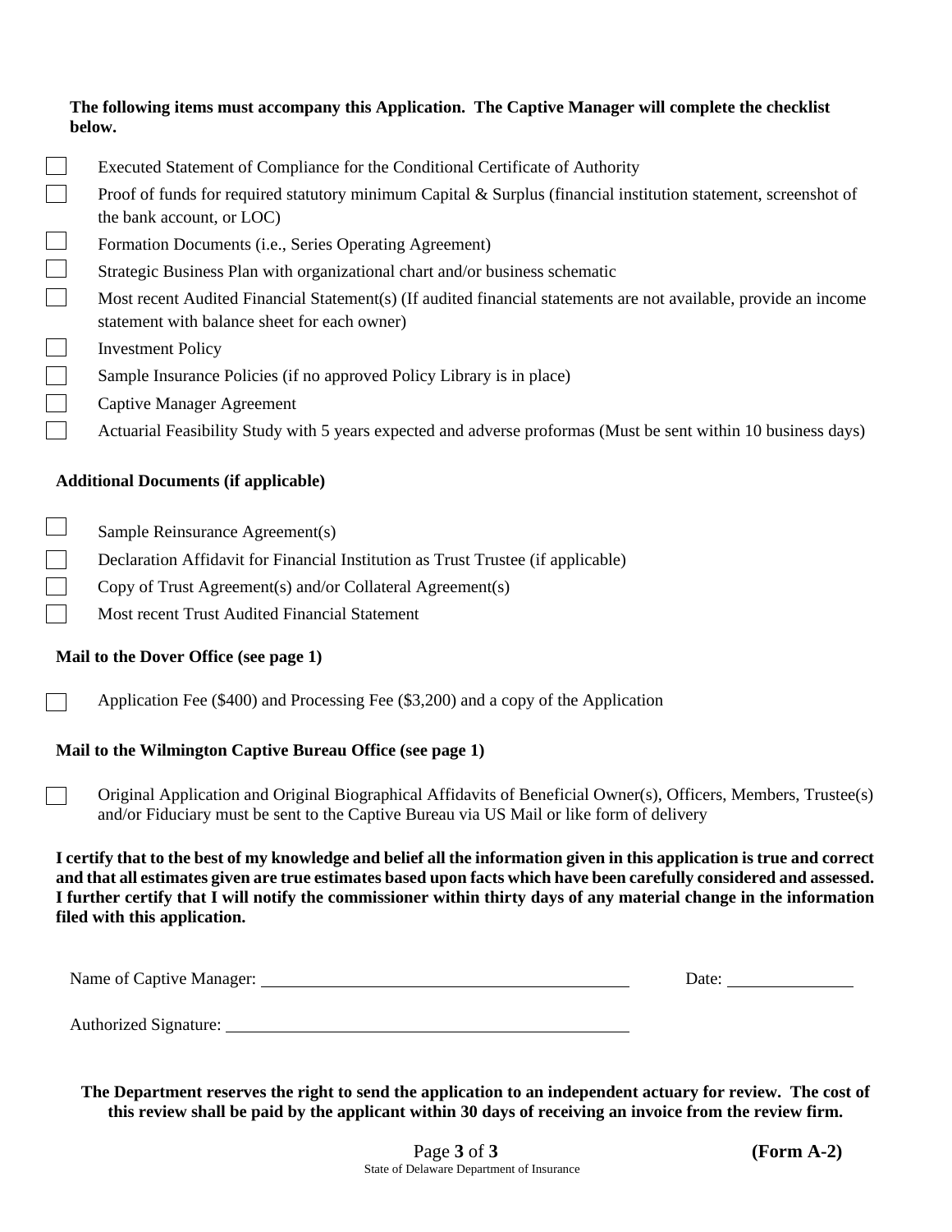**The following items must accompany this Application. The Captive Manager will complete the checklist below.**

- ☐ Executed Statement of Compliance for the Conditional Certificate of Authority
- ☐ Proof of funds for required statutory minimum Capital & Surplus (financial institution statement, screenshot of the bank account, or LOC)
- ☐ Formation Documents (i.e., Series Operating Agreement)
- ☐ Strategic Business Plan with organizational chart and/or business schematic
- ☐ Most recent Audited Financial Statement(s) (If audited financial statements are not available, provide an income statement with balance sheet for each owner)
- ☐ Investment Policy
- ☐ Sample Insurance Policies (if no approved Policy Library is in place)
- ☐ Captive Manager Agreement
- ☐ Actuarial Feasibility Study with 5 years expected and adverse proformas (Must be sent within 10 business days)

**Additional Documents (if applicable)**

- ☐ Sample Reinsurance Agreement(s)
- ☐ Declaration Affidavit for Financial Institution as Trust Trustee (if applicable)
- ☐ Copy of Trust Agreement(s) and/or Collateral Agreement(s)
- ☐ Most recent Trust Audited Financial Statement

**Mail to the Dover Office (see page 1)**

- ☐ Application Fee ($400) and Processing Fee ($3,200) and a copy of the Application

**Mail to the Wilmington Captive Bureau Office (see page 1)**

- ☐ Original Application and Original Biographical Affidavits of Beneficial Owner(s), Officers, Members, Trustee(s) and/or Fiduciary must be sent to the Captive Bureau via US Mail or like form of delivery

**I certify that to the best of my knowledge and belief all the information given in this application is true and correct and that all estimates given are true estimates based upon facts which have been carefully considered and assessed. I further certify that I will notify the commissioner within thirty days of any material change in the information filed with this application.**

Name of Captive Manager: ______________________________ Date: ______________

Authorized Signature: ______________________________

**The Department reserves the right to send the application to an independent actuary for review. The cost of this review shall be paid by the applicant within 30 days of receiving an invoice from the review firm.**

**(Form A-2)**